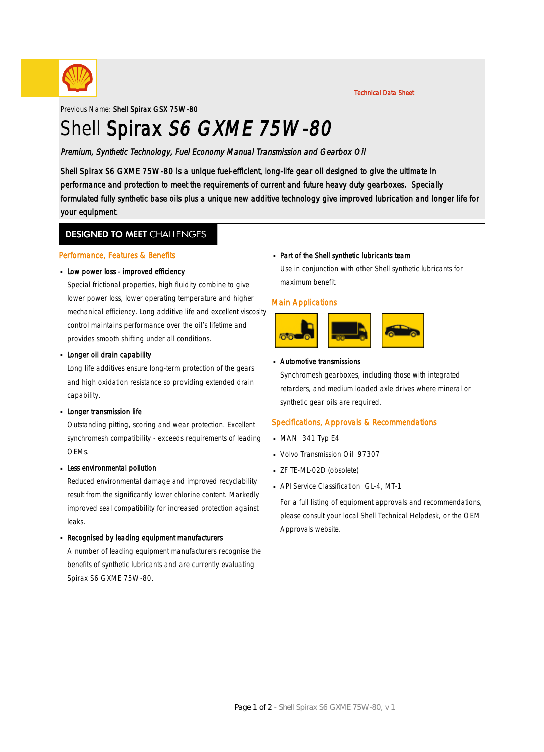Technical Data Sheet

Previous Name: **Shell Spirax GSX 75W-80**

# Shell **Spirax** *S6 GXME 75W-80*

*Premium, Synthetic Technology, Fuel Economy Manual Transmission and Gearbox Oil*

Shell Spirax S6 GXME 75W-80 is a unique fuel-efficient, long-life gear oil designed to give the ultimate in performance and protection to meet the requirements of current and future heavy duty gearboxes. Specially formulated fully synthetic base oils plus a unique new additive technology give improved lubrication and longer life for your equipment.

## DESIGNED TO MEET CHALLENGES

### Performance, Features & Benefits

- **Low power loss - improved efficiency**

  Special frictional properties, high fluidity combine to give lower power loss, lower operating temperature and higher mechanical efficiency. Long additive life and excellent viscosity control maintains performance over the oil's lifetime and provides smooth shifting under all conditions.

- **Longer oil drain capability**

  Long life additives ensure long-term protection of the gears and high oxidation resistance so providing extended drain capability.

- **Longer transmission life**

  Outstanding pitting, scoring and wear protection. Excellent synchromesh compatibility - exceeds requirements of leading OEMs.

- **Less environmental pollution**

  Reduced environmental damage and improved recyclability result from the significantly lower chlorine content. Markedly improved seal compatibility for increased protection against leaks.

- **Recognised by leading equipment manufacturers**

  A number of leading equipment manufacturers recognise the benefits of synthetic lubricants and are currently evaluating Spirax S6 GXME 75W-80.

- **Part of the Shell synthetic lubricants team**

  Use in conjunction with other Shell synthetic lubricants for maximum benefit.

### Main Applications

- **Automotive transmissions**

  Synchromesh gearboxes, including those with integrated retarders, and medium loaded axle drives where mineral or synthetic gear oils are required.

### Specifications, Approvals & Recommendations

- MAN 341 Typ E4
- Volvo Transmission Oil 97307
- ZF TE-ML-02D (obsolete)
- API Service Classification GL-4, MT-1

For a full listing of equipment approvals and recommendations, please consult your local Shell Technical Helpdesk, or the OEM Approvals website.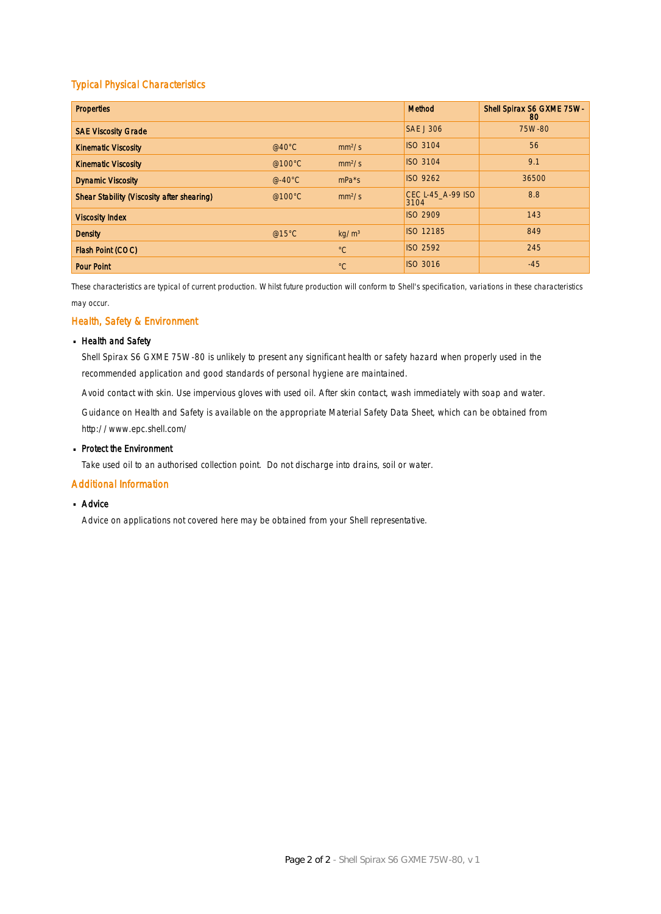## Typical Physical Characteristics

| Properties | | | Method | Shell Spirax S6 GXME 75W-80 |
|---|---|---|---|---|
| SAE Viscosity Grade | | | SAE J 306 | 75W-80 |
| Kinematic Viscosity | @40°C | mm²/s | ISO 3104 | 56 |
| Kinematic Viscosity | @100°C | mm²/s | ISO 3104 | 9.1 |
| Dynamic Viscosity | @-40°C | mPa*s | ISO 9262 | 36500 |
| Shear Stability (Viscosity after shearing) | @100°C | mm²/s | CEC L-45_A-99 ISO 3104 | 8.8 |
| Viscosity Index | | | ISO 2909 | 143 |
| Density | @15°C | kg/m³ | ISO 12185 | 849 |
| Flash Point (COC) | | °C | ISO 2592 | 245 |
| Pour Point | | °C | ISO 3016 | -45 |

These characteristics are typical of current production. Whilst future production will conform to Shell's specification, variations in these characteristics may occur.

## Health, Safety & Environment

- **Health and Safety**

  Shell Spirax S6 GXME 75W-80 is unlikely to present any significant health or safety hazard when properly used in the recommended application and good standards of personal hygiene are maintained.

  Avoid contact with skin. Use impervious gloves with used oil. After skin contact, wash immediately with soap and water.

  Guidance on Health and Safety is available on the appropriate Material Safety Data Sheet, which can be obtained from http://www.epc.shell.com/

- **Protect the Environment**

  Take used oil to an authorised collection point. Do not discharge into drains, soil or water.

## Additional Information

- **Advice**

  Advice on applications not covered here may be obtained from your Shell representative.